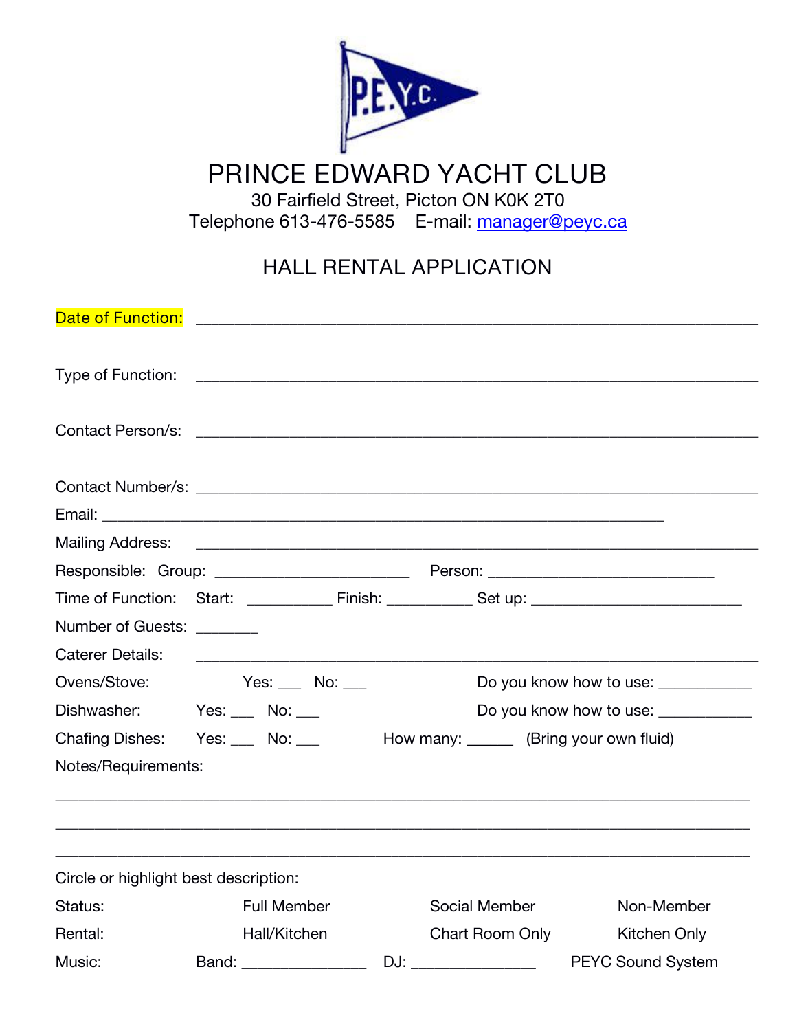# PRINCE EDWARD YACHT CLUB

30 Fairfield Street, Picton ON K0K 2T0
Telephone 613-476-5585    E-mail: manager@peyc.ca

## HALL RENTAL APPLICATION

Date of Function: ______________________________________________________________

Type of Function: ______________________________________________________________

Contact Person/s: ______________________________________________________________

Contact Number/s: ______________________________________________________________

Email: ______________________________________________________________

Mailing Address: ______________________________________________________________

Responsible: Group: ________________________ Person: ____________________________

Time of Function: Start: __________ Finish: __________ Set up: _________________________

Number of Guests: _______

Caterer Details: ______________________________________________________________

Ovens/Stove: Yes: ___ No: ___ Do you know how to use: ___________

Dishwasher: Yes: ___ No: ___ Do you know how to use: ___________

Chafing Dishes: Yes: ___ No: ___ How many: ______ (Bring your own fluid)

Notes/Requirements:

______________________________________________________________________________

______________________________________________________________________________

______________________________________________________________________________

Circle or highlight best description:

Status: Full Member Social Member Non-Member

Rental: Hall/Kitchen Chart Room Only Kitchen Only

Music: Band: _______________ DJ: _______________ PEYC Sound System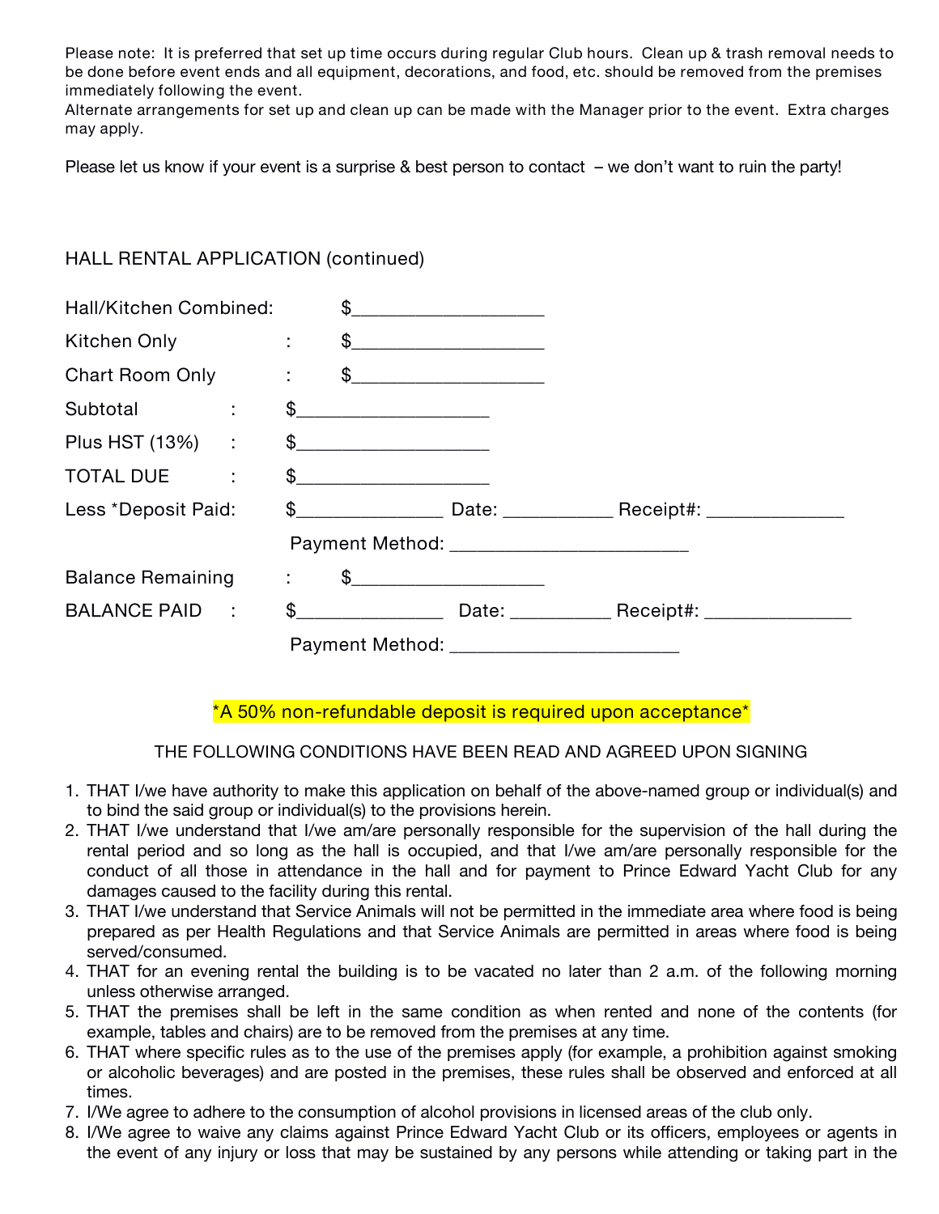Please note: It is preferred that set up time occurs during regular Club hours. Clean up & trash removal needs to be done before event ends and all equipment, decorations, and food, etc. should be removed from the premises immediately following the event.
Alternate arrangements for set up and clean up can be made with the Manager prior to the event. Extra charges may apply.

Please let us know if your event is a surprise & best person to contact – we don't want to ruin the party!

## HALL RENTAL APPLICATION (continued)

Hall/Kitchen Combined: $___________________

Kitchen Only : $___________________

Chart Room Only : $___________________

Subtotal : $___________________

Plus HST (13%) : $___________________

TOTAL DUE : $___________________

Less *Deposit Paid: $______________ Date: ___________ Receipt#: _____________

Payment Method: _______________________

Balance Remaining : $___________________

BALANCE PAID : $______________ Date: __________ Receipt#: ______________

Payment Method: _______________________

**\*A 50% non-refundable deposit is required upon acceptance\***

THE FOLLOWING CONDITIONS HAVE BEEN READ AND AGREED UPON SIGNING

1. THAT I/we have authority to make this application on behalf of the above-named group or individual(s) and to bind the said group or individual(s) to the provisions herein.
2. THAT I/we understand that I/we am/are personally responsible for the supervision of the hall during the rental period and so long as the hall is occupied, and that I/we am/are personally responsible for the conduct of all those in attendance in the hall and for payment to Prince Edward Yacht Club for any damages caused to the facility during this rental.
3. THAT I/we understand that Service Animals will not be permitted in the immediate area where food is being prepared as per Health Regulations and that Service Animals are permitted in areas where food is being served/consumed.
4. THAT for an evening rental the building is to be vacated no later than 2 a.m. of the following morning unless otherwise arranged.
5. THAT the premises shall be left in the same condition as when rented and none of the contents (for example, tables and chairs) are to be removed from the premises at any time.
6. THAT where specific rules as to the use of the premises apply (for example, a prohibition against smoking or alcoholic beverages) and are posted in the premises, these rules shall be observed and enforced at all times.
7. I/We agree to adhere to the consumption of alcohol provisions in licensed areas of the club only.
8. I/We agree to waive any claims against Prince Edward Yacht Club or its officers, employees or agents in the event of any injury or loss that may be sustained by any persons while attending or taking part in the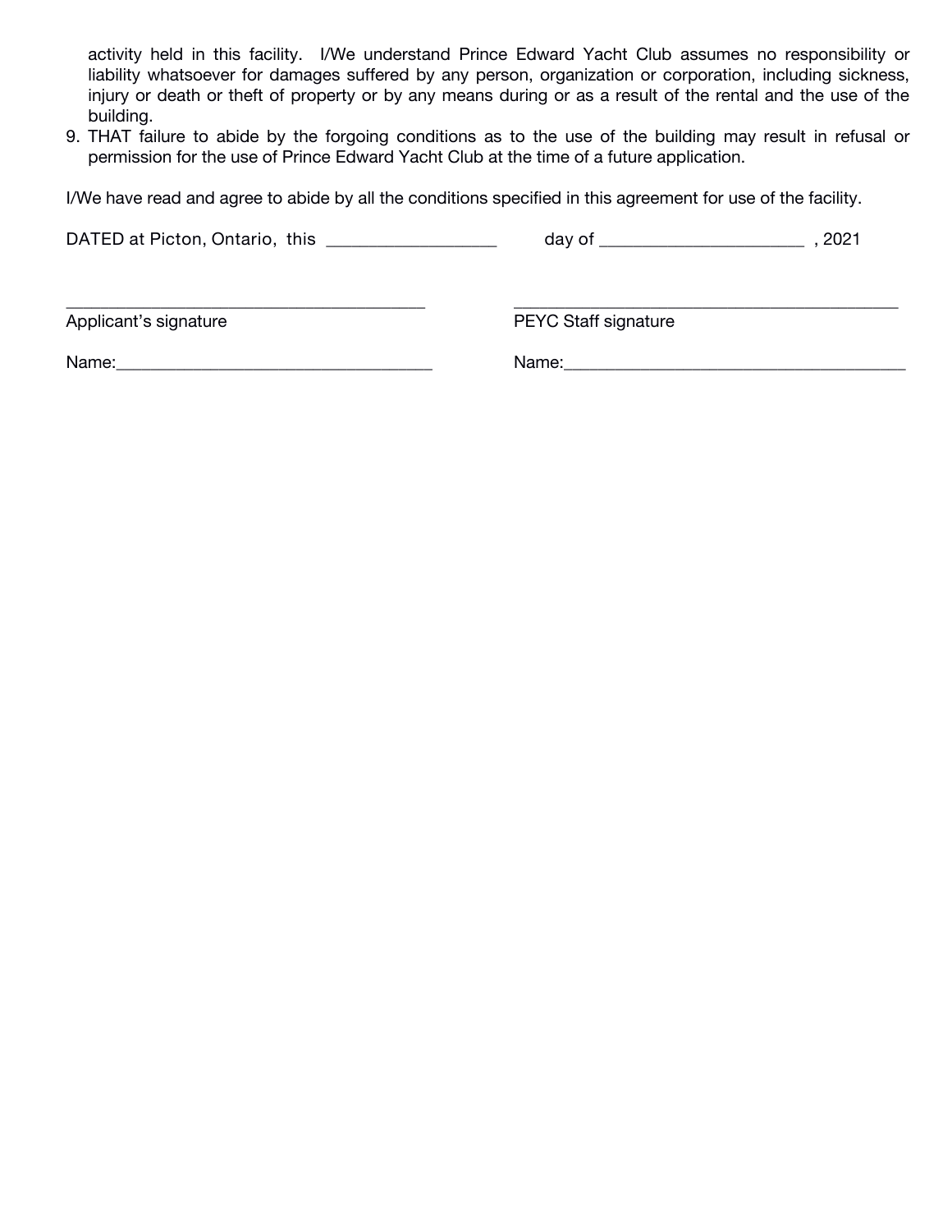activity held in this facility. I/We understand Prince Edward Yacht Club assumes no responsibility or liability whatsoever for damages suffered by any person, organization or corporation, including sickness, injury or death or theft of property or by any means during or as a result of the rental and the use of the building.

9. THAT failure to abide by the forgoing conditions as to the use of the building may result in refusal or permission for the use of Prince Edward Yacht Club at the time of a future application.

I/We have read and agree to abide by all the conditions specified in this agreement for use of the facility.

DATED at Picton, Ontario, this ____________________ day of ________________________ , 2021

_____________________________________________ _____________________________________________
Applicant's signature PEYC Staff signature

Name:____________________________________ Name:________________________________________